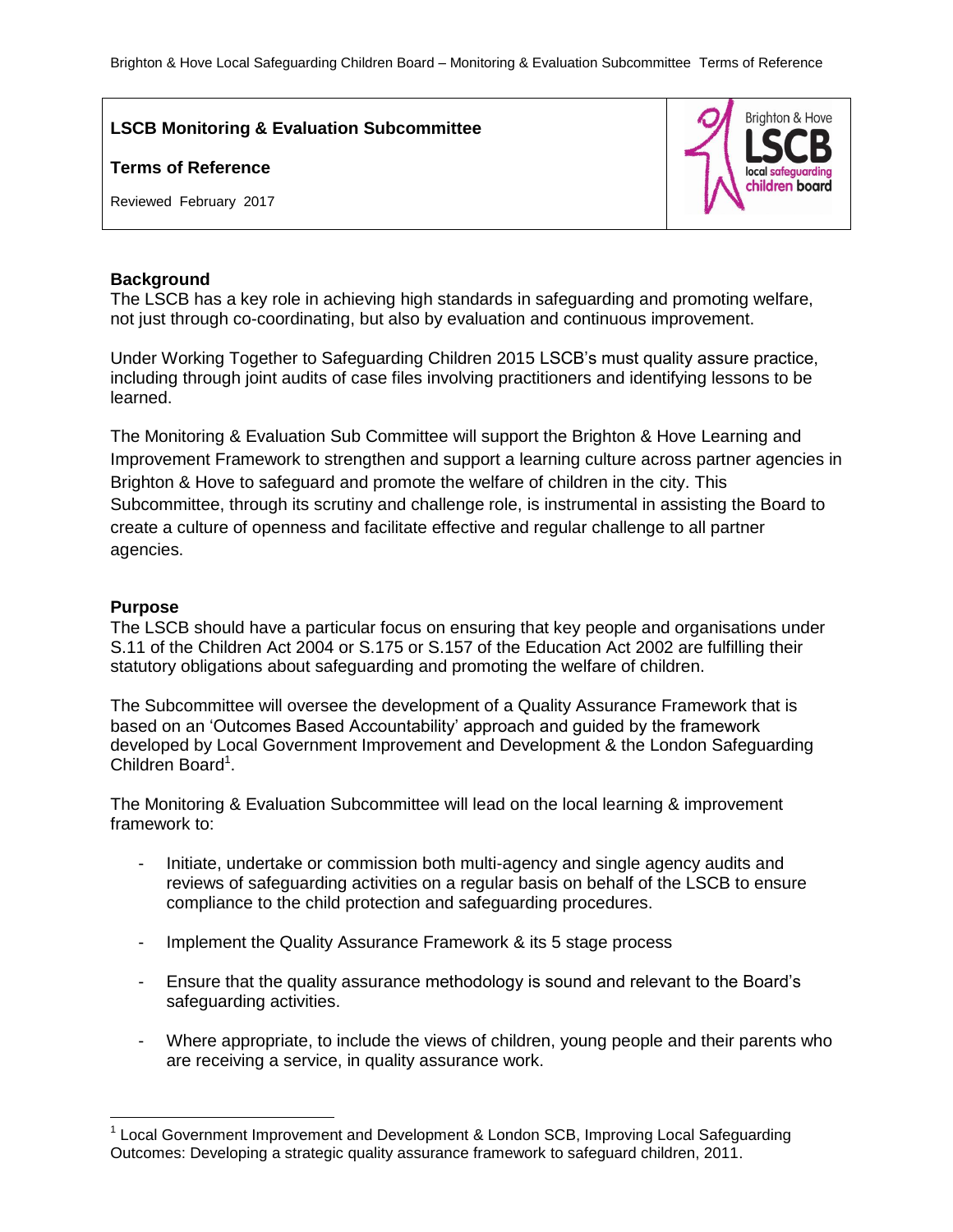# LSCB Monitoring & Evaluation Subcommittee

## Terms of Reference

Reviewed February 2017

### Background

The LSCB has a key role in achieving high standards in safeguarding and promoting welfare, not just through co-coordinating, but also by evaluation and continuous improvement.

Under Working Together to Safeguarding Children 2015 LSCB's must quality assure practice, including through joint audits of case files involving practitioners and identifying lessons to be learned.

The Monitoring & Evaluation Sub Committee will support the Brighton & Hove Learning and Improvement Framework to strengthen and support a learning culture across partner agencies in Brighton & Hove to safeguard and promote the welfare of children in the city. This Subcommittee, through its scrutiny and challenge role, is instrumental in assisting the Board to create a culture of openness and facilitate effective and regular challenge to all partner agencies.

### Purpose

The LSCB should have a particular focus on ensuring that key people and organisations under S.11 of the Children Act 2004 or S.175 or S.157 of the Education Act 2002 are fulfilling their statutory obligations about safeguarding and promoting the welfare of children.

The Subcommittee will oversee the development of a Quality Assurance Framework that is based on an 'Outcomes Based Accountability' approach and guided by the framework developed by Local Government Improvement and Development & the London Safeguarding Children Board[1].

The Monitoring & Evaluation Subcommittee will lead on the local learning & improvement framework to:

- Initiate, undertake or commission both multi-agency and single agency audits and reviews of safeguarding activities on a regular basis on behalf of the LSCB to ensure compliance to the child protection and safeguarding procedures.
- Implement the Quality Assurance Framework & its 5 stage process
- Ensure that the quality assurance methodology is sound and relevant to the Board's safeguarding activities.
- Where appropriate, to include the views of children, young people and their parents who are receiving a service, in quality assurance work.

[1] Local Government Improvement and Development & London SCB, Improving Local Safeguarding Outcomes: Developing a strategic quality assurance framework to safeguard children, 2011.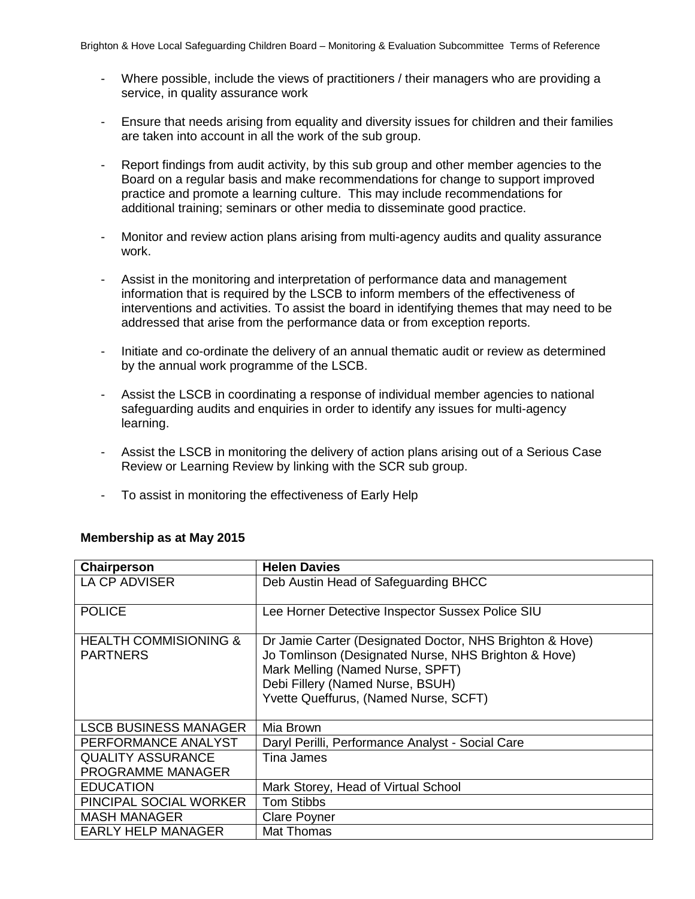- Where possible, include the views of practitioners / their managers who are providing a service, in quality assurance work

- Ensure that needs arising from equality and diversity issues for children and their families are taken into account in all the work of the sub group.

- Report findings from audit activity, by this sub group and other member agencies to the Board on a regular basis and make recommendations for change to support improved practice and promote a learning culture. This may include recommendations for additional training; seminars or other media to disseminate good practice.

- Monitor and review action plans arising from multi-agency audits and quality assurance work.

- Assist in the monitoring and interpretation of performance data and management information that is required by the LSCB to inform members of the effectiveness of interventions and activities. To assist the board in identifying themes that may need to be addressed that arise from the performance data or from exception reports.

- Initiate and co-ordinate the delivery of an annual thematic audit or review as determined by the annual work programme of the LSCB.

- Assist the LSCB in coordinating a response of individual member agencies to national safeguarding audits and enquiries in order to identify any issues for multi-agency learning.

- Assist the LSCB in monitoring the delivery of action plans arising out of a Serious Case Review or Learning Review by linking with the SCR sub group.

- To assist in monitoring the effectiveness of Early Help

**Membership as at May 2015**

| **Chairperson** | **Helen Davies** |
|---|---|
| LA CP ADVISER | Deb Austin Head of Safeguarding BHCC |
| POLICE | Lee Horner Detective Inspector Sussex Police SIU |
| HEALTH COMMISIONING & PARTNERS | Dr Jamie Carter (Designated Doctor, NHS Brighton & Hove)<br>Jo Tomlinson (Designated Nurse, NHS Brighton & Hove)<br>Mark Melling (Named Nurse, SPFT)<br>Debi Fillery (Named Nurse, BSUH)<br>Yvette Queffurus, (Named Nurse, SCFT) |
| LSCB BUSINESS MANAGER | Mia Brown |
| PERFORMANCE ANALYST | Daryl Perilli, Performance Analyst - Social Care |
| QUALITY ASSURANCE PROGRAMME MANAGER | Tina James |
| EDUCATION | Mark Storey, Head of Virtual School |
| PINCIPAL SOCIAL WORKER | Tom Stibbs |
| MASH MANAGER | Clare Poyner |
| EARLY HELP MANAGER | Mat Thomas |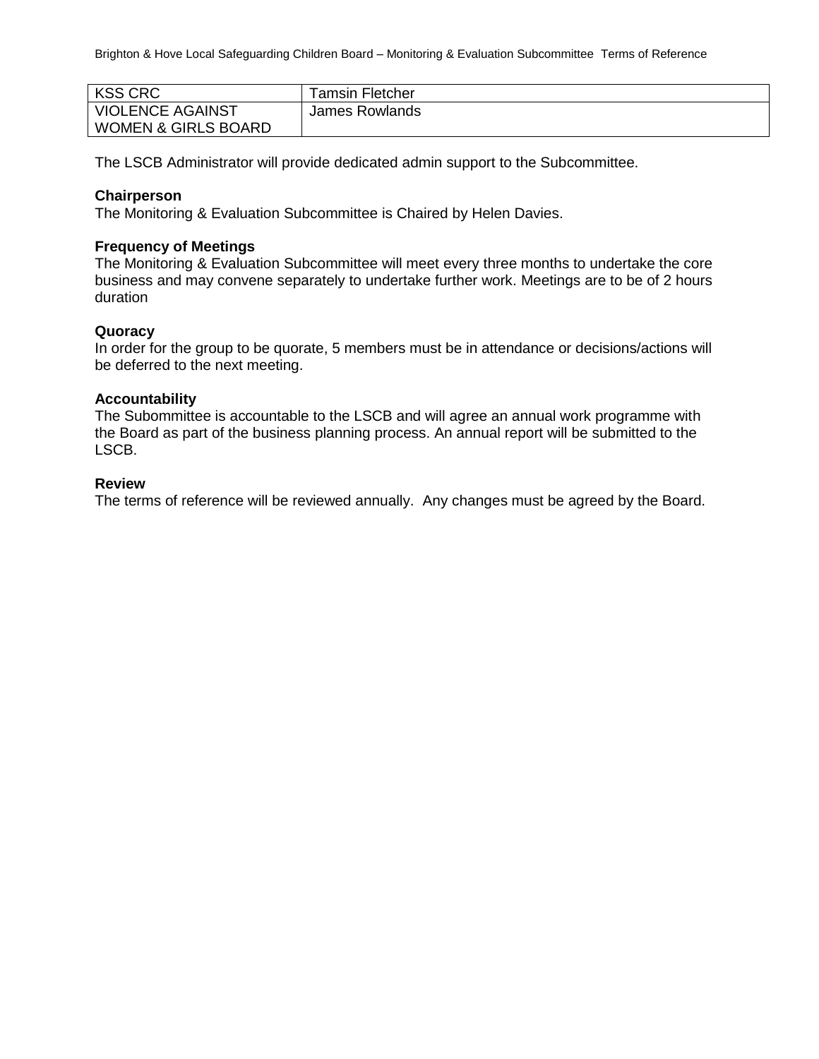| | |
|---|---|
| KSS CRC | Tamsin Fletcher |
| VIOLENCE AGAINST WOMEN & GIRLS BOARD | James Rowlands |

The LSCB Administrator will provide dedicated admin support to the Subcommittee.

**Chairperson**
The Monitoring & Evaluation Subcommittee is Chaired by Helen Davies.

**Frequency of Meetings**
The Monitoring & Evaluation Subcommittee will meet every three months to undertake the core business and may convene separately to undertake further work. Meetings are to be of 2 hours duration

**Quoracy**
In order for the group to be quorate, 5 members must be in attendance or decisions/actions will be deferred to the next meeting.

**Accountability**
The Subommittee is accountable to the LSCB and will agree an annual work programme with the Board as part of the business planning process. An annual report will be submitted to the LSCB.

**Review**
The terms of reference will be reviewed annually. Any changes must be agreed by the Board.